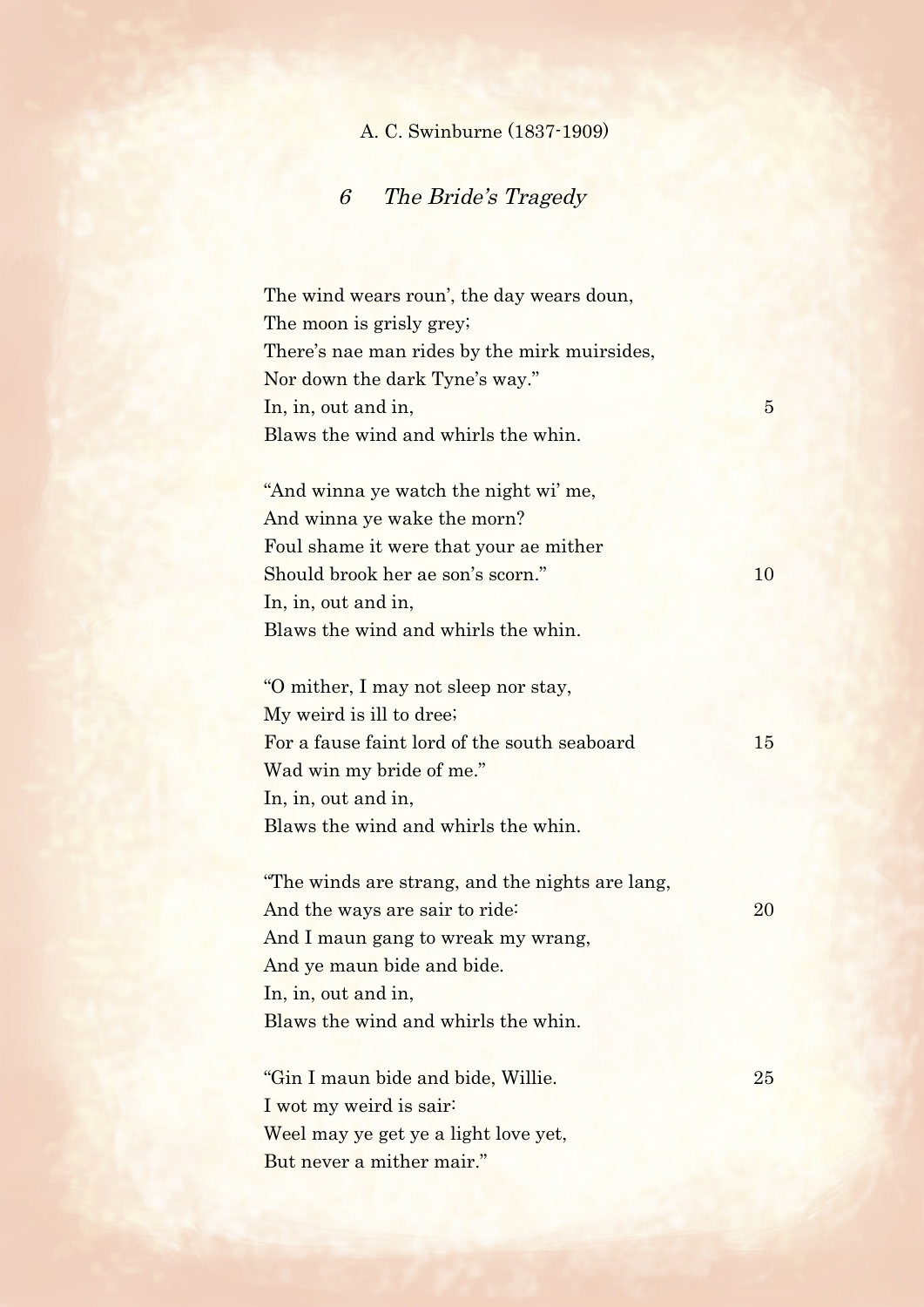A. C. Swinburne (1837-1909)

## *6 The Bride's Tragedy*

The wind wears roun', the day wears doun,  
The moon is grisly grey;  
There's nae man rides by the mirk muirsides,  
Nor down the dark Tyne's way."  
In, in, out and in, 5  
Blaws the wind and whirls the whin.

"And winna ye watch the night wi' me,  
And winna ye wake the morn?  
Foul shame it were that your ae mither  
Should brook her ae son's scorn." 10  
In, in, out and in,  
Blaws the wind and whirls the whin.

"O mither, I may not sleep nor stay,  
My weird is ill to dree;  
For a fause faint lord of the south seaboard 15  
Wad win my bride of me."  
In, in, out and in,  
Blaws the wind and whirls the whin.

"The winds are strang, and the nights are lang,  
And the ways are sair to ride: 20  
And I maun gang to wreak my wrang,  
And ye maun bide and bide.  
In, in, out and in,  
Blaws the wind and whirls the whin.

"Gin I maun bide and bide, Willie. 25  
I wot my weird is sair:  
Weel may ye get ye a light love yet,  
But never a mither mair."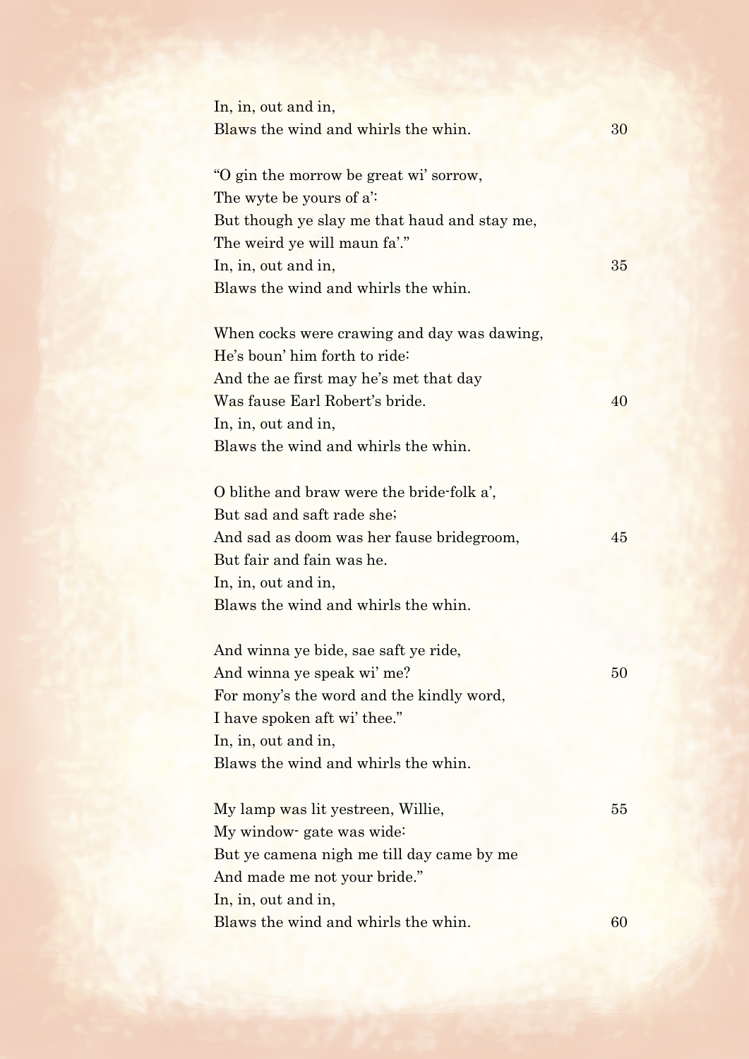In, in, out and in,  
Blaws the wind and whirls the whin.

"O gin the morrow be great wi' sorrow,  
The wyte be yours of a':  
But though ye slay me that haud and stay me,  
The weird ye will maun fa'."  
In, in, out and in,  
Blaws the wind and whirls the whin.

When cocks were crawing and day was dawing,  
He's boun' him forth to ride:  
And the ae first may he's met that day  
Was fause Earl Robert's bride.  
In, in, out and in,  
Blaws the wind and whirls the whin.

O blithe and braw were the bride-folk a',  
But sad and saft rade she;  
And sad as doom was her fause bridegroom,  
But fair and fain was he.  
In, in, out and in,  
Blaws the wind and whirls the whin.

And winna ye bide, sae saft ye ride,  
And winna ye speak wi' me?  
For mony's the word and the kindly word,  
I have spoken aft wi' thee."  
In, in, out and in,  
Blaws the wind and whirls the whin.

My lamp was lit yestreen, Willie,  
My window- gate was wide:  
But ye camena nigh me till day came by me  
And made me not your bride."  
In, in, out and in,  
Blaws the wind and whirls the whin.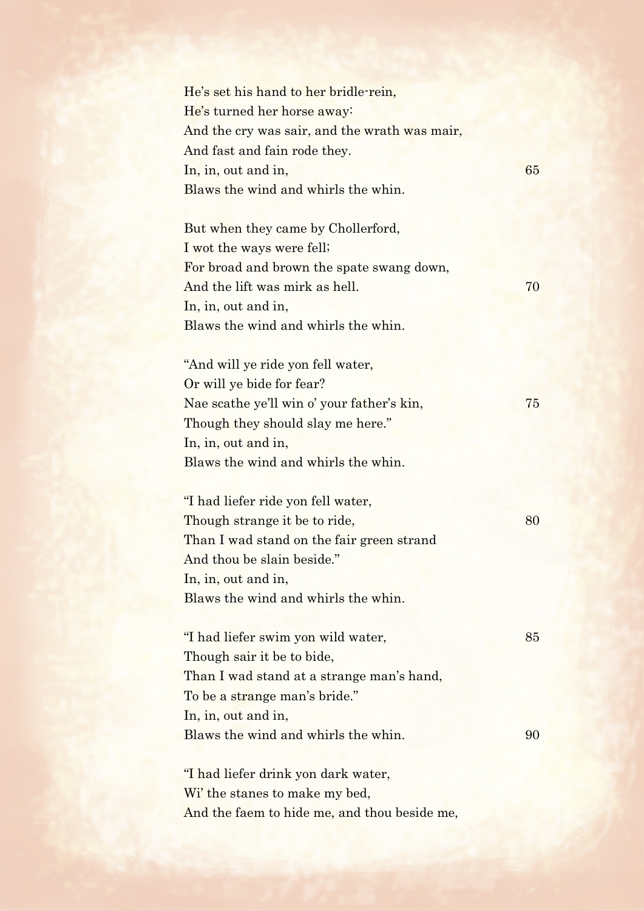He's set his hand to her bridle-rein,
He's turned her horse away:
And the cry was sair, and the wrath was mair,
And fast and fain rode they.
In, in, out and in,
Blaws the wind and whirls the whin.

But when they came by Chollerford,
I wot the ways were fell;
For broad and brown the spate swang down,
And the lift was mirk as hell.
In, in, out and in,
Blaws the wind and whirls the whin.

"And will ye ride yon fell water,
Or will ye bide for fear?
Nae scathe ye'll win o' your father's kin,
Though they should slay me here."
In, in, out and in,
Blaws the wind and whirls the whin.

"I had liefer ride yon fell water,
Though strange it be to ride,
Than I wad stand on the fair green strand
And thou be slain beside."
In, in, out and in,
Blaws the wind and whirls the whin.

"I had liefer swim yon wild water,
Though sair it be to bide,
Than I wad stand at a strange man's hand,
To be a strange man's bride."
In, in, out and in,
Blaws the wind and whirls the whin.

"I had liefer drink yon dark water,
Wi' the stanes to make my bed,
And the faem to hide me, and thou beside me,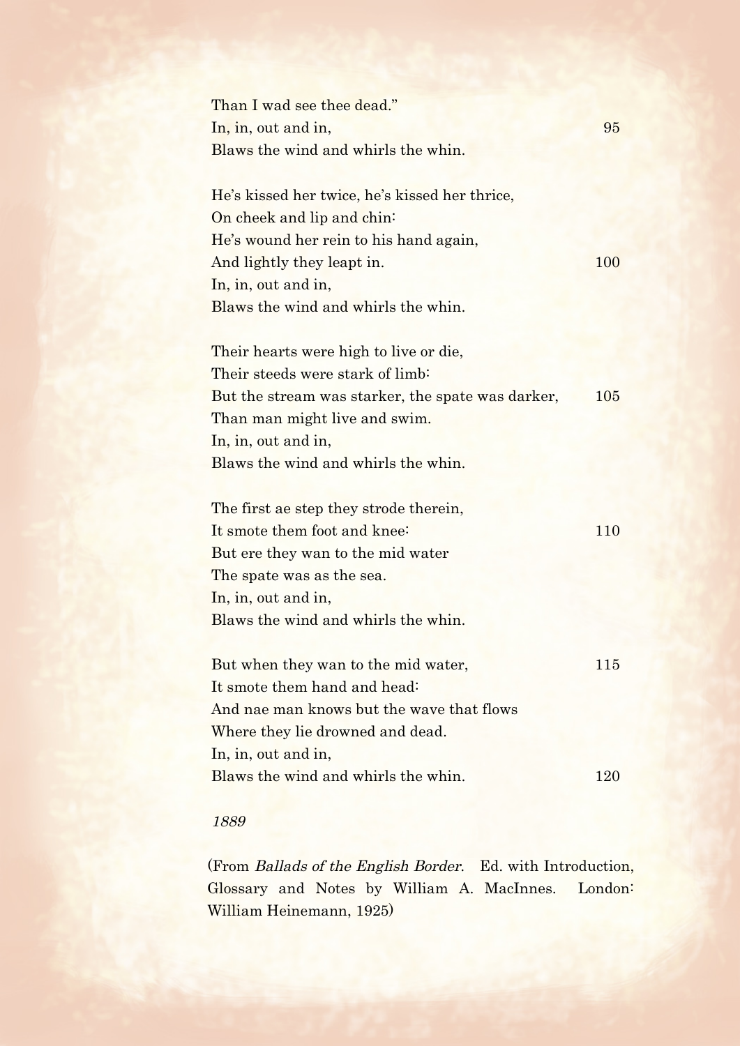Than I wad see thee dead."  
In, in, out and in, 95  
Blaws the wind and whirls the whin.

He's kissed her twice, he's kissed her thrice,  
On cheek and lip and chin:  
He's wound her rein to his hand again,  
And lightly they leapt in. 100  
In, in, out and in,  
Blaws the wind and whirls the whin.

Their hearts were high to live or die,  
Their steeds were stark of limb:  
But the stream was starker, the spate was darker, 105  
Than man might live and swim.  
In, in, out and in,  
Blaws the wind and whirls the whin.

The first ae step they strode therein,  
It smote them foot and knee: 110  
But ere they wan to the mid water  
The spate was as the sea.  
In, in, out and in,  
Blaws the wind and whirls the whin.

But when they wan to the mid water, 115  
It smote them hand and head:  
And nae man knows but the wave that flows  
Where they lie drowned and dead.  
In, in, out and in,  
Blaws the wind and whirls the whin. 120

*1889*

(From *Ballads of the English Border*. Ed. with Introduction, Glossary and Notes by William A. MacInnes. London: William Heinemann, 1925)